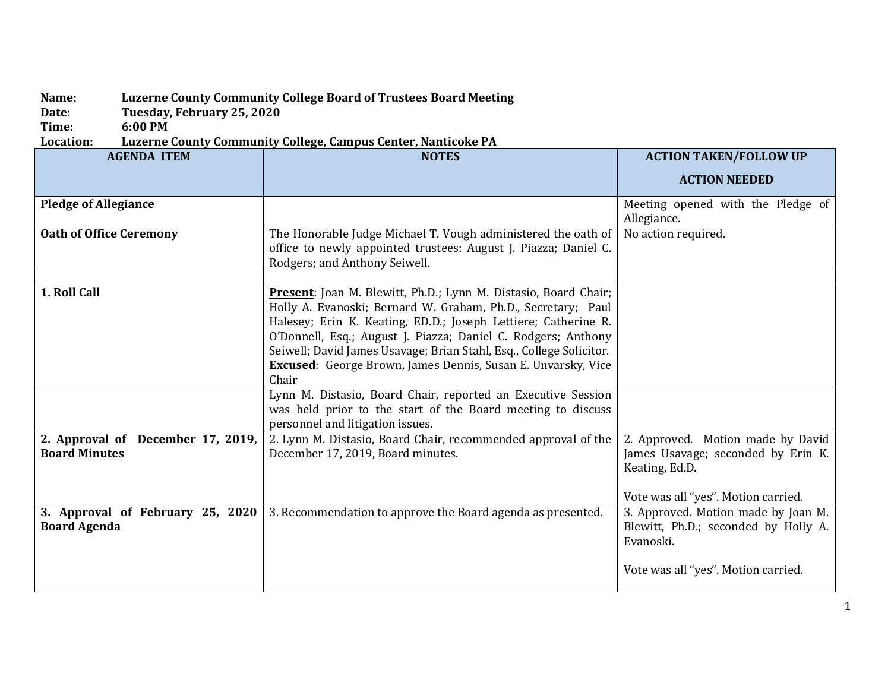**Name:** **Luzerne County Community College Board of Trustees Board Meeting**
**Date:** **Tuesday, February 25, 2020**
**Time:** **6:00 PM**
**Location:** **Luzerne County Community College, Campus Center, Nanticoke PA**

| AGENDA ITEM | NOTES | ACTION TAKEN/FOLLOW UP ACTION NEEDED |
|---|---|---|
| **Pledge of Allegiance** | | Meeting opened with the Pledge of Allegiance. |
| **Oath of Office Ceremony** | The Honorable Judge Michael T. Vough administered the oath of office to newly appointed trustees: August J. Piazza; Daniel C. Rodgers; and Anthony Seiwell. | No action required. |
| | | |
| **1. Roll Call** | **Present**: Joan M. Blewitt, Ph.D.; Lynn M. Distasio, Board Chair; Holly A. Evanoski; Bernard W. Graham, Ph.D., Secretary; Paul Halesey; Erin K. Keating, ED.D.; Joseph Lettiere; Catherine R. O'Donnell, Esq.; August J. Piazza; Daniel C. Rodgers; Anthony Seiwell; David James Usavage; Brian Stahl, Esq., College Solicitor. **Excused**: George Brown, James Dennis, Susan E. Unvarsky, Vice Chair | |
| | Lynn M. Distasio, Board Chair, reported an Executive Session was held prior to the start of the Board meeting to discuss personnel and litigation issues. | |
| **2. Approval of December 17, 2019, Board Minutes** | 2. Lynn M. Distasio, Board Chair, recommended approval of the December 17, 2019, Board minutes. | 2. Approved. Motion made by David James Usavage; seconded by Erin K. Keating, Ed.D.<br><br>Vote was all "yes". Motion carried. |
| **3. Approval of February 25, 2020 Board Agenda** | 3. Recommendation to approve the Board agenda as presented. | 3. Approved. Motion made by Joan M. Blewitt, Ph.D.; seconded by Holly A. Evanoski.<br><br>Vote was all "yes". Motion carried. |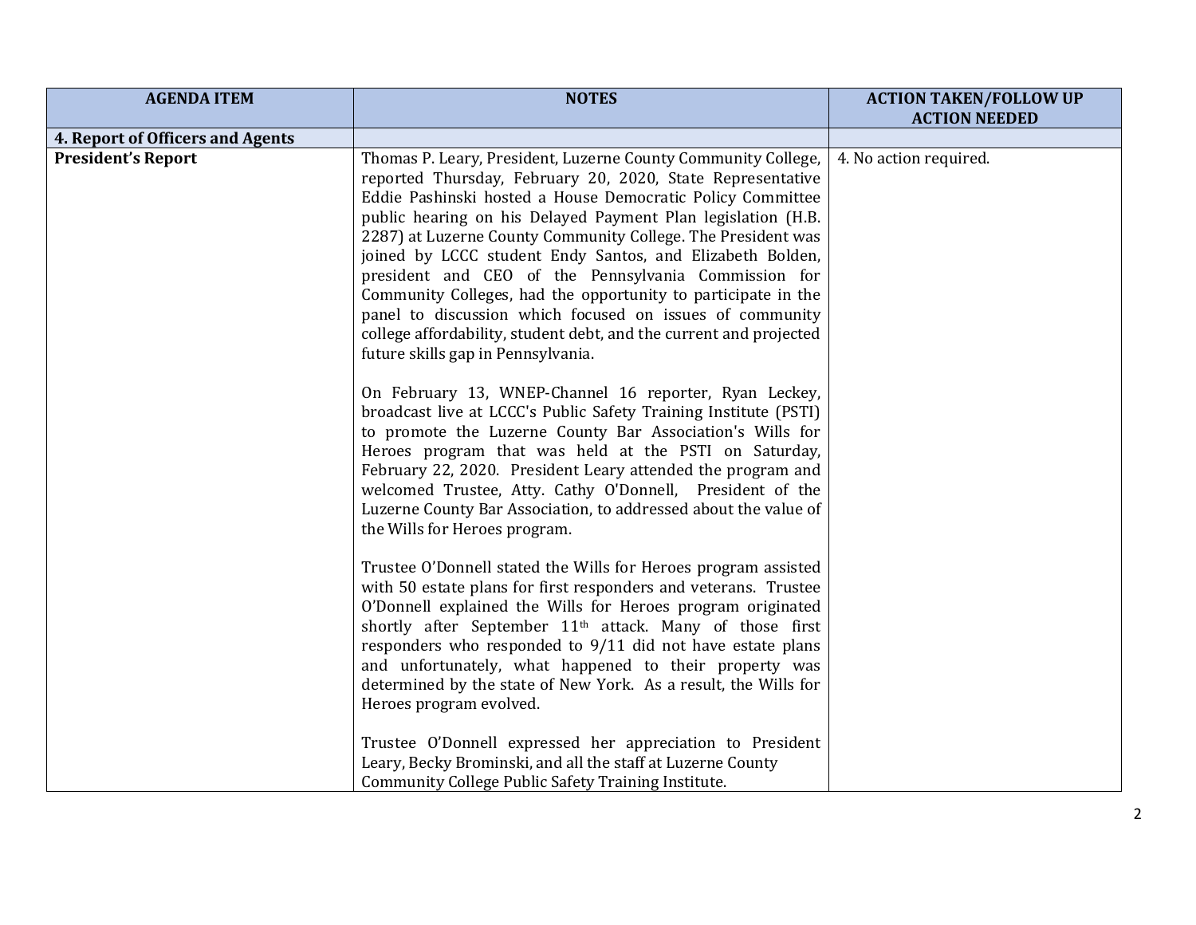| AGENDA ITEM | NOTES | ACTION TAKEN/FOLLOW UP ACTION NEEDED |
|---|---|---|
| **4. Report of Officers and Agents** | | |
| **President's Report** | Thomas P. Leary, President, Luzerne County Community College, reported Thursday, February 20, 2020, State Representative Eddie Pashinski hosted a House Democratic Policy Committee public hearing on his Delayed Payment Plan legislation (H.B. 2287) at Luzerne County Community College. The President was joined by LCCC student Endy Santos, and Elizabeth Bolden, president and CEO of the Pennsylvania Commission for Community Colleges, had the opportunity to participate in the panel to discussion which focused on issues of community college affordability, student debt, and the current and projected future skills gap in Pennsylvania.<br><br>On February 13, WNEP-Channel 16 reporter, Ryan Leckey, broadcast live at LCCC's Public Safety Training Institute (PSTI) to promote the Luzerne County Bar Association's Wills for Heroes program that was held at the PSTI on Saturday, February 22, 2020. President Leary attended the program and welcomed Trustee, Atty. Cathy O'Donnell, President of the Luzerne County Bar Association, to addressed about the value of the Wills for Heroes program.<br><br>Trustee O'Donnell stated the Wills for Heroes program assisted with 50 estate plans for first responders and veterans. Trustee O'Donnell explained the Wills for Heroes program originated shortly after September 11th attack. Many of those first responders who responded to 9/11 did not have estate plans and unfortunately, what happened to their property was determined by the state of New York. As a result, the Wills for Heroes program evolved.<br><br>Trustee O'Donnell expressed her appreciation to President Leary, Becky Brominski, and all the staff at Luzerne County Community College Public Safety Training Institute. | 4. No action required. |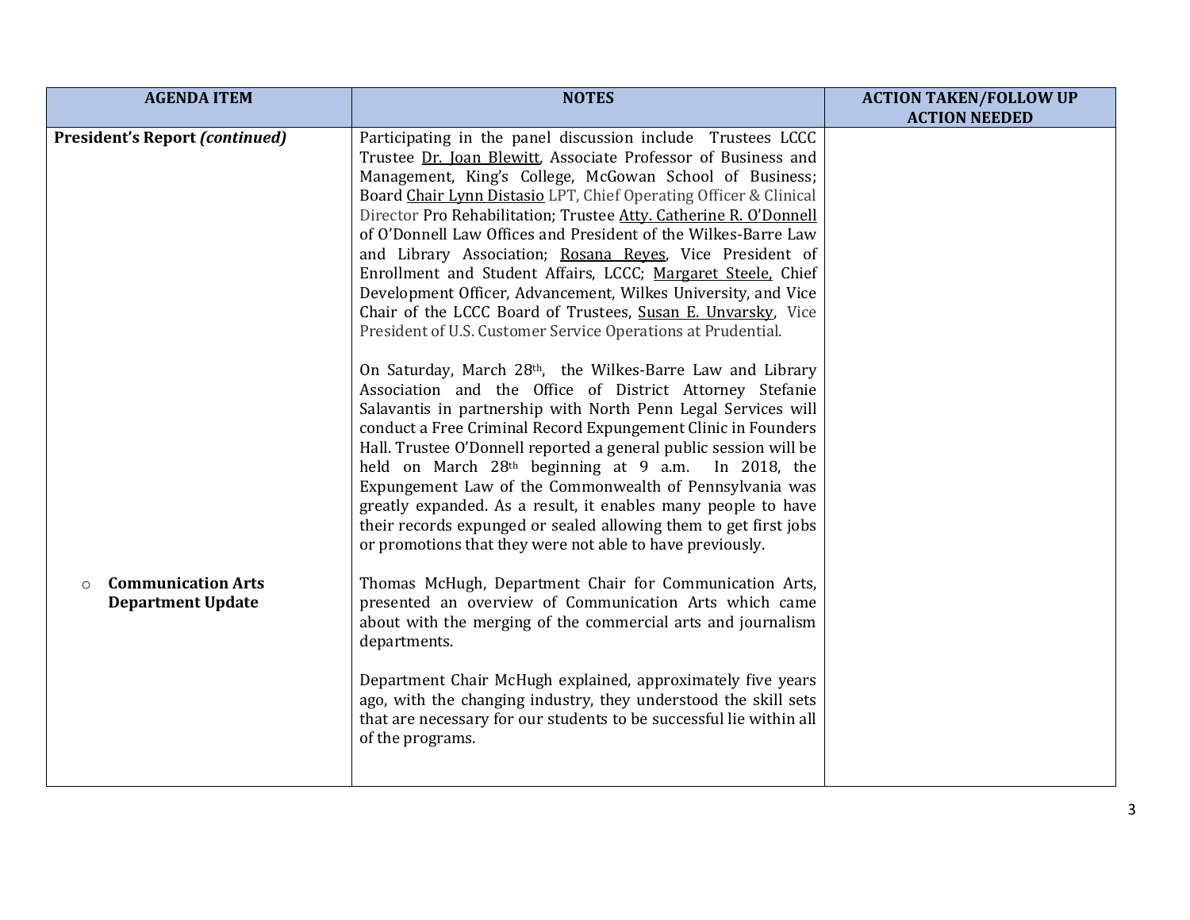| AGENDA ITEM | NOTES | ACTION TAKEN/FOLLOW UP ACTION NEEDED |
|---|---|---|
| **President's Report *(continued)*** | Participating in the panel discussion include Trustees LCCC Trustee Dr. Joan Blewitt, Associate Professor of Business and Management, King's College, McGowan School of Business; Board Chair Lynn Distasio LPT, Chief Operating Officer & Clinical Director Pro Rehabilitation; Trustee Atty. Catherine R. O'Donnell of O'Donnell Law Offices and President of the Wilkes-Barre Law and Library Association; Rosana Reyes, Vice President of Enrollment and Student Affairs, LCCC; Margaret Steele, Chief Development Officer, Advancement, Wilkes University, and Vice Chair of the LCCC Board of Trustees, Susan E. Unvarsky, Vice President of U.S. Customer Service Operations at Prudential.<br><br>On Saturday, March 28th, the Wilkes-Barre Law and Library Association and the Office of District Attorney Stefanie Salavantis in partnership with North Penn Legal Services will conduct a Free Criminal Record Expungement Clinic in Founders Hall. Trustee O'Donnell reported a general public session will be held on March 28th beginning at 9 a.m. In 2018, the Expungement Law of the Commonwealth of Pennsylvania was greatly expanded. As a result, it enables many people to have their records expunged or sealed allowing them to get first jobs or promotions that they were not able to have previously. | |
| ○ **Communication Arts Department Update** | Thomas McHugh, Department Chair for Communication Arts, presented an overview of Communication Arts which came about with the merging of the commercial arts and journalism departments.<br><br>Department Chair McHugh explained, approximately five years ago, with the changing industry, they understood the skill sets that are necessary for our students to be successful lie within all of the programs. | |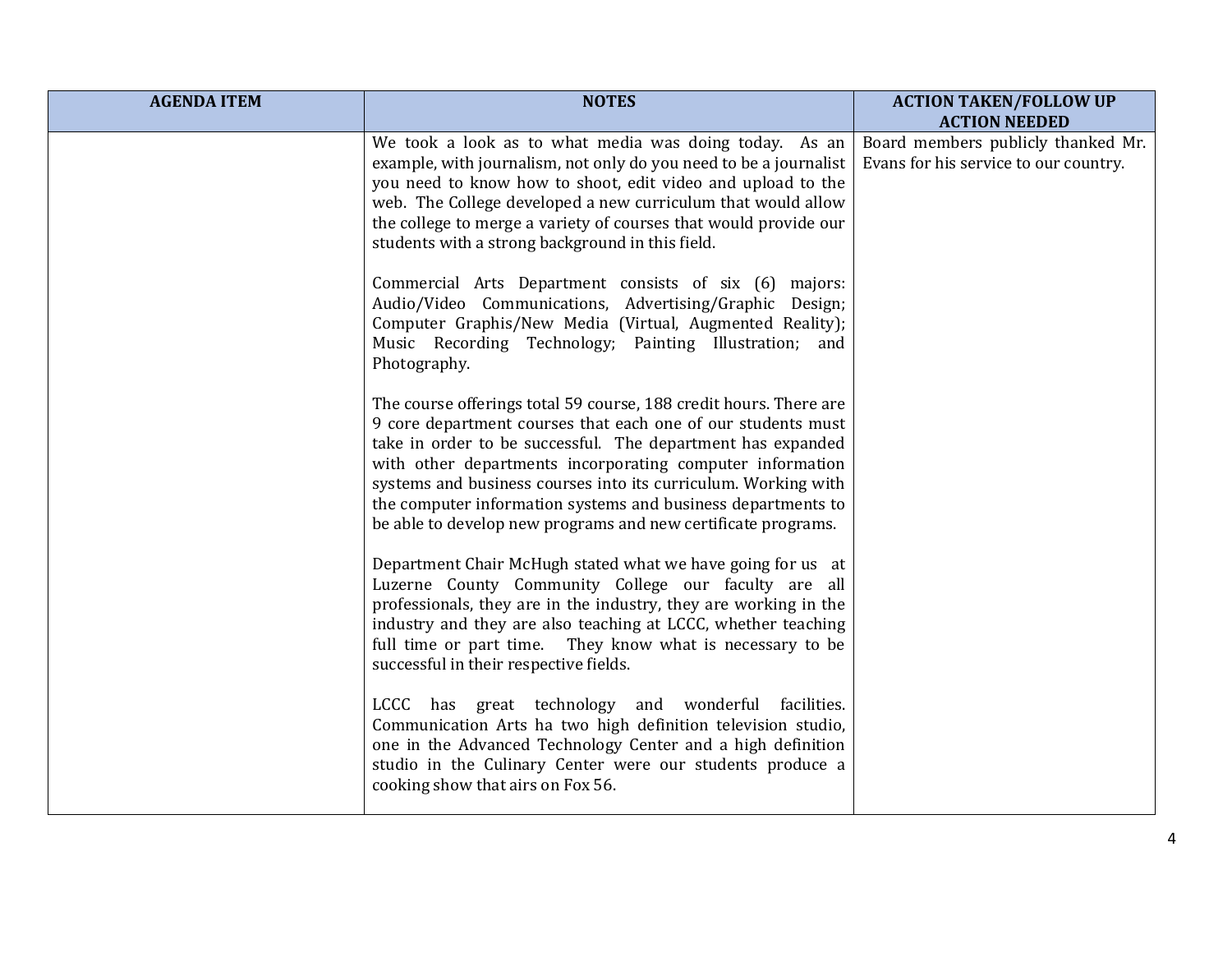| AGENDA ITEM | NOTES | ACTION TAKEN/FOLLOW UP ACTION NEEDED |
|---|---|---|
| | We took a look as to what media was doing today. As an example, with journalism, not only do you need to be a journalist you need to know how to shoot, edit video and upload to the web. The College developed a new curriculum that would allow the college to merge a variety of courses that would provide our students with a strong background in this field.<br><br>Commercial Arts Department consists of six (6) majors: Audio/Video Communications, Advertising/Graphic Design; Computer Graphis/New Media (Virtual, Augmented Reality); Music Recording Technology; Painting Illustration; and Photography.<br><br>The course offerings total 59 course, 188 credit hours. There are 9 core department courses that each one of our students must take in order to be successful. The department has expanded with other departments incorporating computer information systems and business courses into its curriculum. Working with the computer information systems and business departments to be able to develop new programs and new certificate programs.<br><br>Department Chair McHugh stated what we have going for us at Luzerne County Community College our faculty are all professionals, they are in the industry, they are working in the industry and they are also teaching at LCCC, whether teaching full time or part time. They know what is necessary to be successful in their respective fields.<br><br>LCCC has great technology and wonderful facilities. Communication Arts ha two high definition television studio, one in the Advanced Technology Center and a high definition studio in the Culinary Center were our students produce a cooking show that airs on Fox 56. | Board members publicly thanked Mr. Evans for his service to our country. |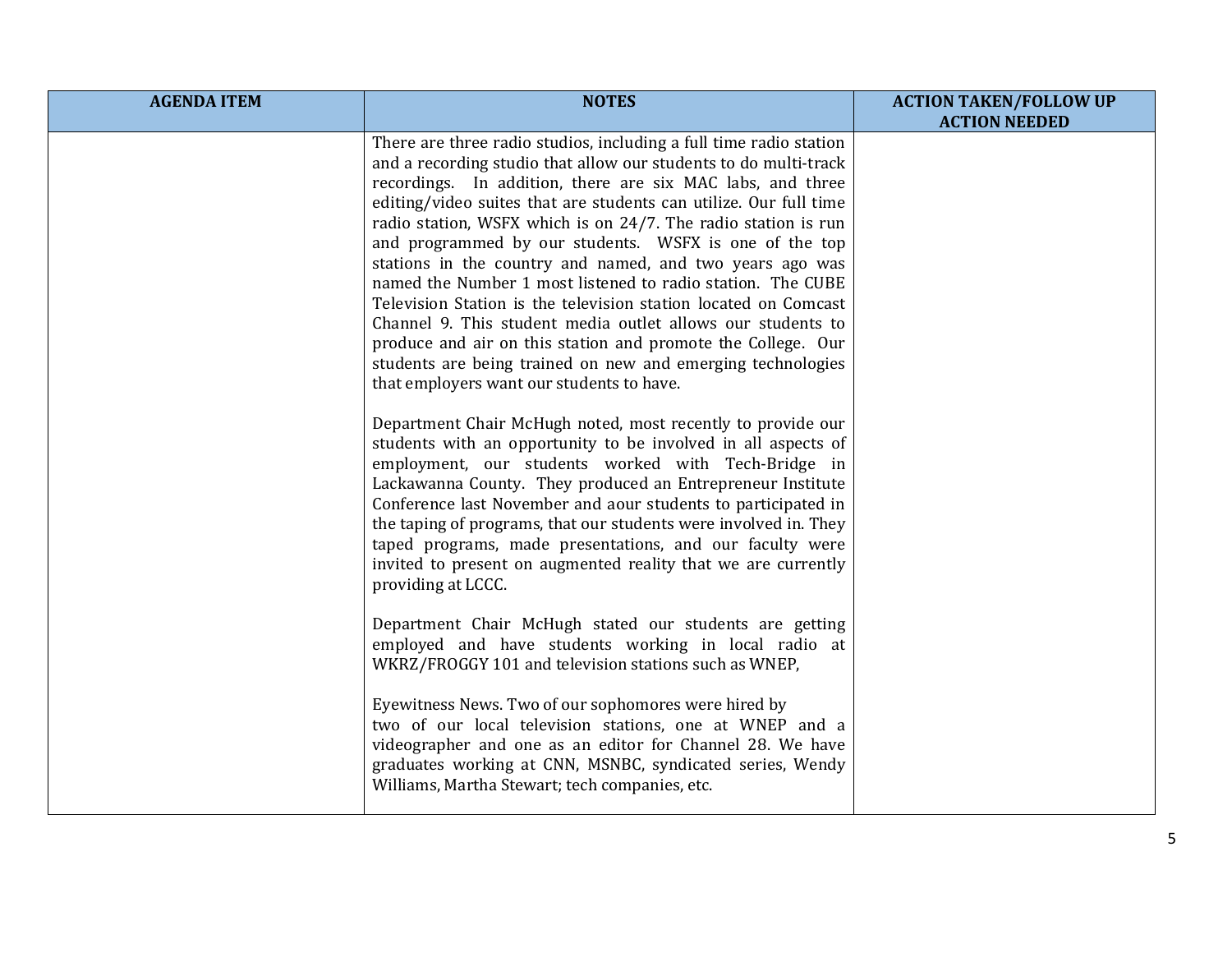| AGENDA ITEM | NOTES | ACTION TAKEN/FOLLOW UP ACTION NEEDED |
|---|---|---|
| | There are three radio studios, including a full time radio station and a recording studio that allow our students to do multi-track recordings. In addition, there are six MAC labs, and three editing/video suites that are students can utilize. Our full time radio station, WSFX which is on 24/7. The radio station is run and programmed by our students. WSFX is one of the top stations in the country and named, and two years ago was named the Number 1 most listened to radio station. The CUBE Television Station is the television station located on Comcast Channel 9. This student media outlet allows our students to produce and air on this station and promote the College. Our students are being trained on new and emerging technologies that employers want our students to have.<br><br>Department Chair McHugh noted, most recently to provide our students with an opportunity to be involved in all aspects of employment, our students worked with Tech-Bridge in Lackawanna County. They produced an Entrepreneur Institute Conference last November and aour students to participated in the taping of programs, that our students were involved in. They taped programs, made presentations, and our faculty were invited to present on augmented reality that we are currently providing at LCCC.<br><br>Department Chair McHugh stated our students are getting employed and have students working in local radio at WKRZ/FROGGY 101 and television stations such as WNEP,<br><br>Eyewitness News. Two of our sophomores were hired by two of our local television stations, one at WNEP and a videographer and one as an editor for Channel 28. We have graduates working at CNN, MSNBC, syndicated series, Wendy Williams, Martha Stewart; tech companies, etc. | |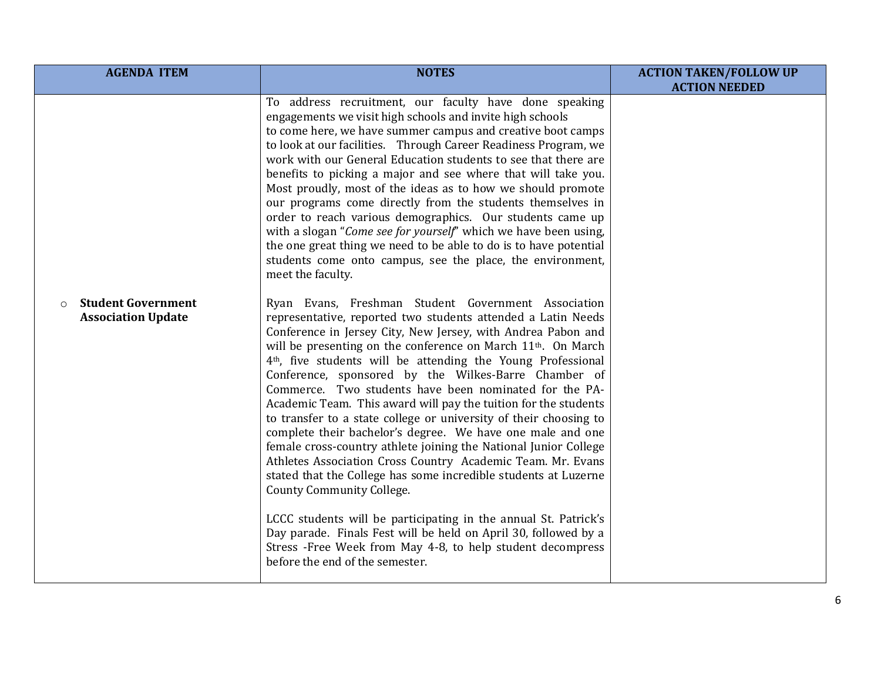| AGENDA ITEM | NOTES | ACTION TAKEN/FOLLOW UP ACTION NEEDED |
|---|---|---|
| | To address recruitment, our faculty have done speaking engagements we visit high schools and invite high schools to come here, we have summer campus and creative boot camps to look at our facilities. Through Career Readiness Program, we work with our General Education students to see that there are benefits to picking a major and see where that will take you. Most proudly, most of the ideas as to how we should promote our programs come directly from the students themselves in order to reach various demographics. Our students came up with a slogan "*Come see for yourself*" which we have been using, the one great thing we need to be able to do is to have potential students come onto campus, see the place, the environment, meet the faculty. | |
| ○ **Student Government Association Update** | Ryan Evans, Freshman Student Government Association representative, reported two students attended a Latin Needs Conference in Jersey City, New Jersey, with Andrea Pabon and will be presenting on the conference on March 11th. On March 4th, five students will be attending the Young Professional Conference, sponsored by the Wilkes-Barre Chamber of Commerce. Two students have been nominated for the PA-Academic Team. This award will pay the tuition for the students to transfer to a state college or university of their choosing to complete their bachelor's degree. We have one male and one female cross-country athlete joining the National Junior College Athletes Association Cross Country Academic Team. Mr. Evans stated that the College has some incredible students at Luzerne County Community College.<br><br>LCCC students will be participating in the annual St. Patrick's Day parade. Finals Fest will be held on April 30, followed by a Stress -Free Week from May 4-8, to help student decompress before the end of the semester. | |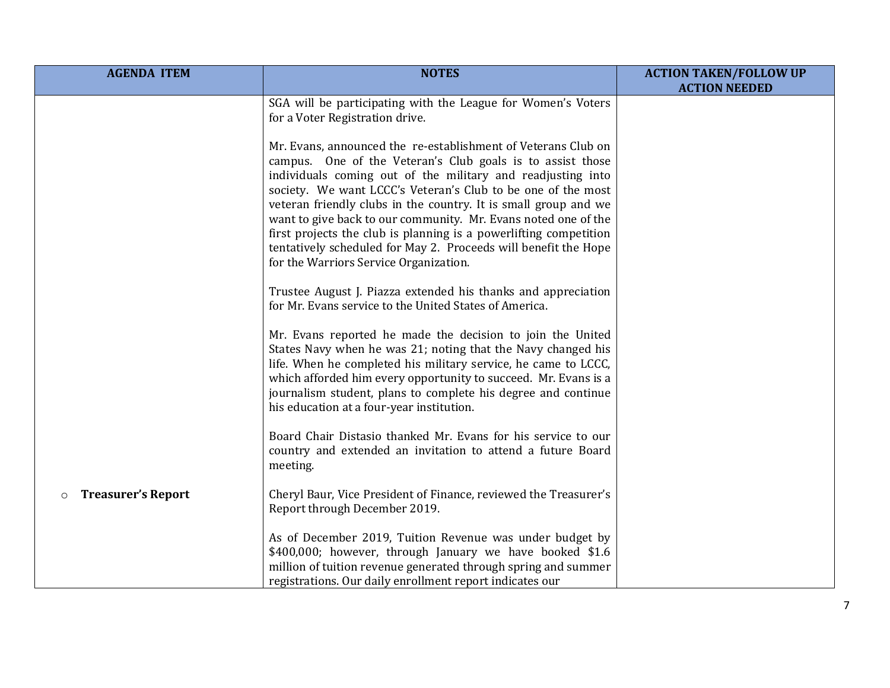| AGENDA ITEM | NOTES | ACTION TAKEN/FOLLOW UP ACTION NEEDED |
|---|---|---|
| | SGA will be participating with the League for Women's Voters for a Voter Registration drive.<br><br>Mr. Evans, announced the re-establishment of Veterans Club on campus. One of the Veteran's Club goals is to assist those individuals coming out of the military and readjusting into society. We want LCCC's Veteran's Club to be one of the most veteran friendly clubs in the country. It is small group and we want to give back to our community. Mr. Evans noted one of the first projects the club is planning is a powerlifting competition tentatively scheduled for May 2. Proceeds will benefit the Hope for the Warriors Service Organization.<br><br>Trustee August J. Piazza extended his thanks and appreciation for Mr. Evans service to the United States of America.<br><br>Mr. Evans reported he made the decision to join the United States Navy when he was 21; noting that the Navy changed his life. When he completed his military service, he came to LCCC, which afforded him every opportunity to succeed. Mr. Evans is a journalism student, plans to complete his degree and continue his education at a four-year institution.<br><br>Board Chair Distasio thanked Mr. Evans for his service to our country and extended an invitation to attend a future Board meeting. | |
| ○ **Treasurer's Report** | Cheryl Baur, Vice President of Finance, reviewed the Treasurer's Report through December 2019.<br><br>As of December 2019, Tuition Revenue was under budget by $400,000; however, through January we have booked $1.6 million of tuition revenue generated through spring and summer registrations. Our daily enrollment report indicates our | |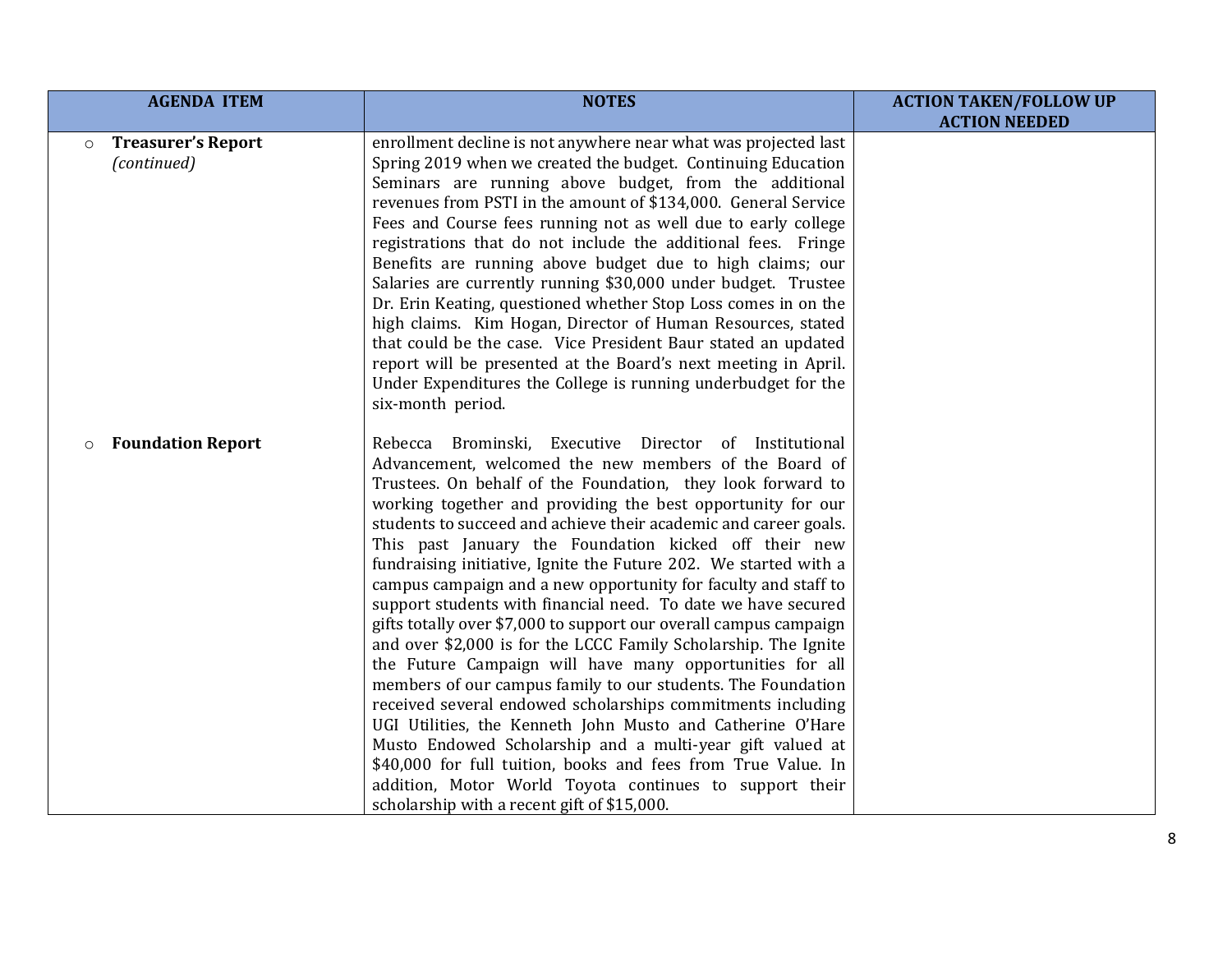| AGENDA ITEM | NOTES | ACTION TAKEN/FOLLOW UP ACTION NEEDED |
|---|---|---|
| ○ **Treasurer's Report** *(continued)* | enrollment decline is not anywhere near what was projected last Spring 2019 when we created the budget. Continuing Education Seminars are running above budget, from the additional revenues from PSTI in the amount of $134,000. General Service Fees and Course fees running not as well due to early college registrations that do not include the additional fees. Fringe Benefits are running above budget due to high claims; our Salaries are currently running $30,000 under budget. Trustee Dr. Erin Keating, questioned whether Stop Loss comes in on the high claims. Kim Hogan, Director of Human Resources, stated that could be the case. Vice President Baur stated an updated report will be presented at the Board's next meeting in April. Under Expenditures the College is running underbudget for the six-month period. | |
| ○ **Foundation Report** | Rebecca Brominski, Executive Director of Institutional Advancement, welcomed the new members of the Board of Trustees. On behalf of the Foundation, they look forward to working together and providing the best opportunity for our students to succeed and achieve their academic and career goals. This past January the Foundation kicked off their new fundraising initiative, Ignite the Future 202. We started with a campus campaign and a new opportunity for faculty and staff to support students with financial need. To date we have secured gifts totally over $7,000 to support our overall campus campaign and over $2,000 is for the LCCC Family Scholarship. The Ignite the Future Campaign will have many opportunities for all members of our campus family to our students. The Foundation received several endowed scholarships commitments including UGI Utilities, the Kenneth John Musto and Catherine O'Hare Musto Endowed Scholarship and a multi-year gift valued at $40,000 for full tuition, books and fees from True Value. In addition, Motor World Toyota continues to support their scholarship with a recent gift of $15,000. | |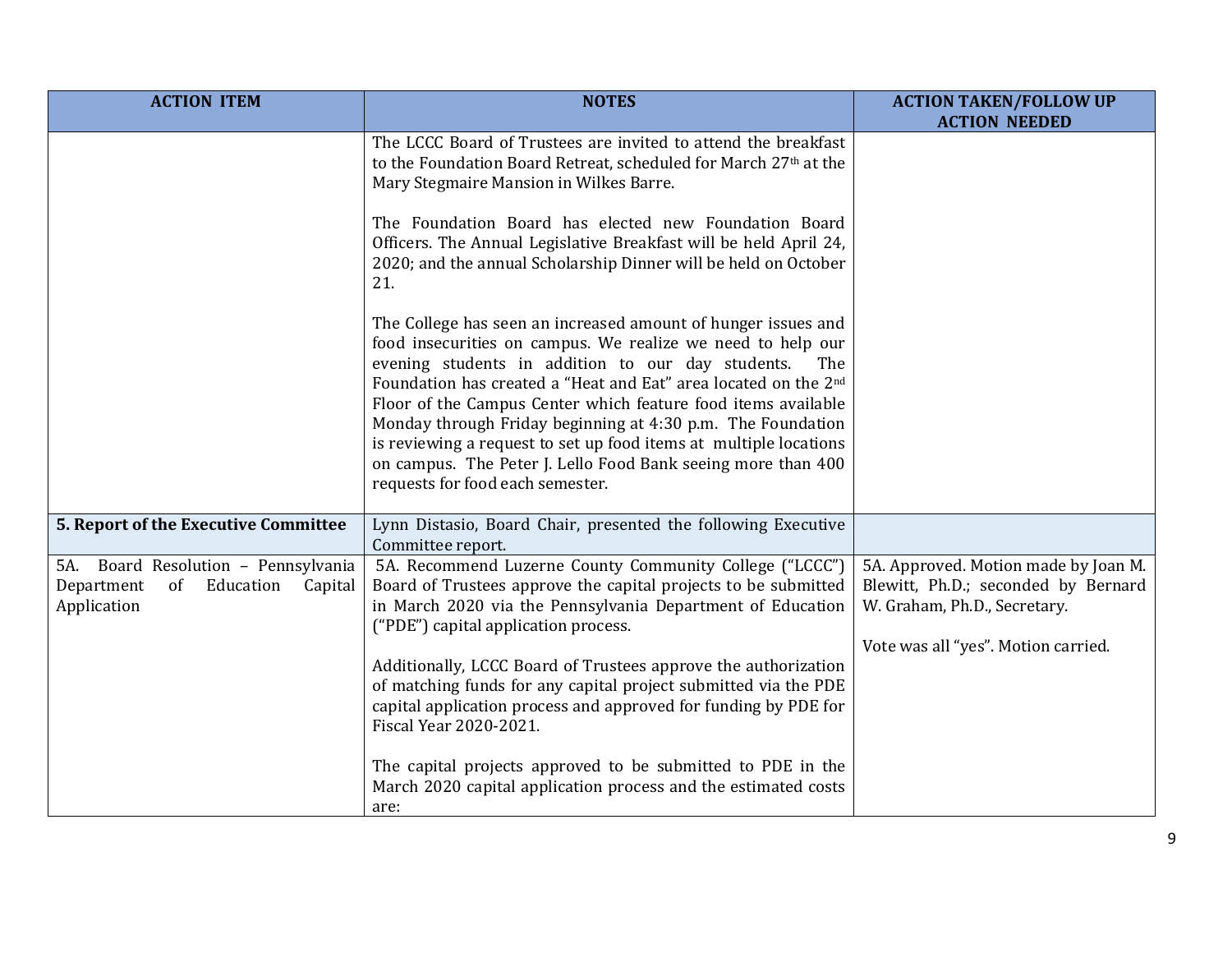| ACTION ITEM | NOTES | ACTION TAKEN/FOLLOW UP ACTION NEEDED |
|---|---|---|
| | The LCCC Board of Trustees are invited to attend the breakfast to the Foundation Board Retreat, scheduled for March 27th at the Mary Stegmaire Mansion in Wilkes Barre.<br><br>The Foundation Board has elected new Foundation Board Officers. The Annual Legislative Breakfast will be held April 24, 2020; and the annual Scholarship Dinner will be held on October 21.<br><br>The College has seen an increased amount of hunger issues and food insecurities on campus. We realize we need to help our evening students in addition to our day students. The Foundation has created a "Heat and Eat" area located on the 2nd Floor of the Campus Center which feature food items available Monday through Friday beginning at 4:30 p.m. The Foundation is reviewing a request to set up food items at multiple locations on campus. The Peter J. Lello Food Bank seeing more than 400 requests for food each semester. | |
| **5. Report of the Executive Committee** | Lynn Distasio, Board Chair, presented the following Executive Committee report. | |
| 5A. Board Resolution – Pennsylvania Department of Education Capital Application | 5A. Recommend Luzerne County Community College ("LCCC") Board of Trustees approve the capital projects to be submitted in March 2020 via the Pennsylvania Department of Education ("PDE") capital application process.<br><br>Additionally, LCCC Board of Trustees approve the authorization of matching funds for any capital project submitted via the PDE capital application process and approved for funding by PDE for Fiscal Year 2020-2021.<br><br>The capital projects approved to be submitted to PDE in the March 2020 capital application process and the estimated costs are: | 5A. Approved. Motion made by Joan M. Blewitt, Ph.D.; seconded by Bernard W. Graham, Ph.D., Secretary.<br><br>Vote was all "yes". Motion carried. |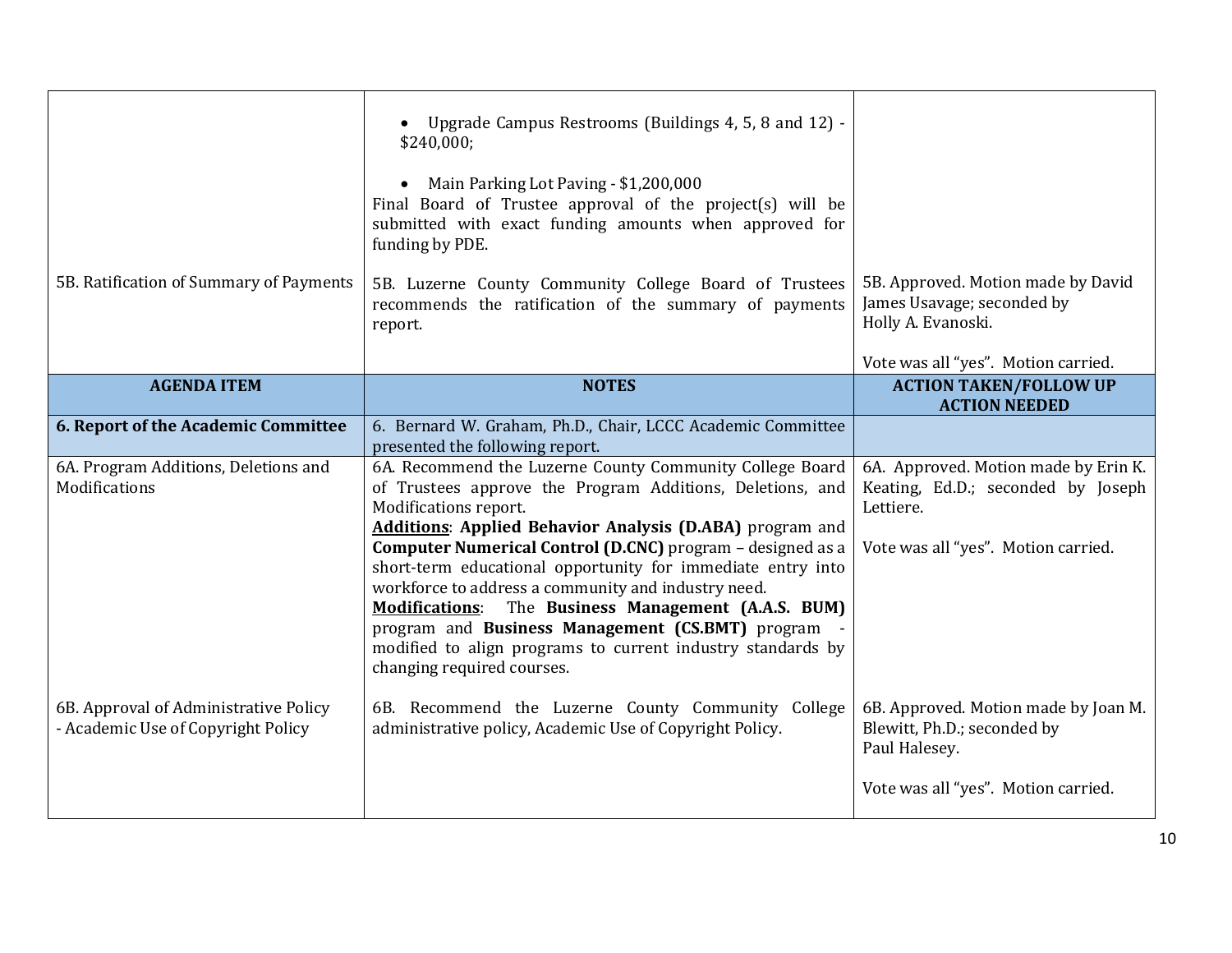| | | |
|---|---|---|
| | • Upgrade Campus Restrooms (Buildings 4, 5, 8 and 12) - $240,000;<br><br>• Main Parking Lot Paving - $1,200,000<br>Final Board of Trustee approval of the project(s) will be submitted with exact funding amounts when approved for funding by PDE. | |
| 5B. Ratification of Summary of Payments | 5B. Luzerne County Community College Board of Trustees recommends the ratification of the summary of payments report. | 5B. Approved. Motion made by David James Usavage; seconded by Holly A. Evanoski.<br><br>Vote was all "yes". Motion carried. |
| **AGENDA ITEM** | **NOTES** | **ACTION TAKEN/FOLLOW UP ACTION NEEDED** |
| **6. Report of the Academic Committee** | 6. Bernard W. Graham, Ph.D., Chair, LCCC Academic Committee presented the following report. | |
| 6A. Program Additions, Deletions and Modifications | 6A. Recommend the Luzerne County College Board of Trustees approve the Program Additions, Deletions, and Modifications report.<br>**Additions**: **Applied Behavior Analysis (D.ABA)** program and **Computer Numerical Control (D.CNC)** program – designed as a short-term educational opportunity for immediate entry into workforce to address a community and industry need.<br>**Modifications**: The **Business Management (A.A.S. BUM)** program and **Business Management (CS.BMT)** program - modified to align programs to current industry standards by changing required courses. | 6A. Approved. Motion made by Erin K. Keating, Ed.D.; seconded by Joseph Lettiere.<br><br>Vote was all "yes". Motion carried. |
| 6B. Approval of Administrative Policy - Academic Use of Copyright Policy | 6B. Recommend the Luzerne County Community College administrative policy, Academic Use of Copyright Policy. | 6B. Approved. Motion made by Joan M. Blewitt, Ph.D.; seconded by Paul Halesey.<br><br>Vote was all "yes". Motion carried. |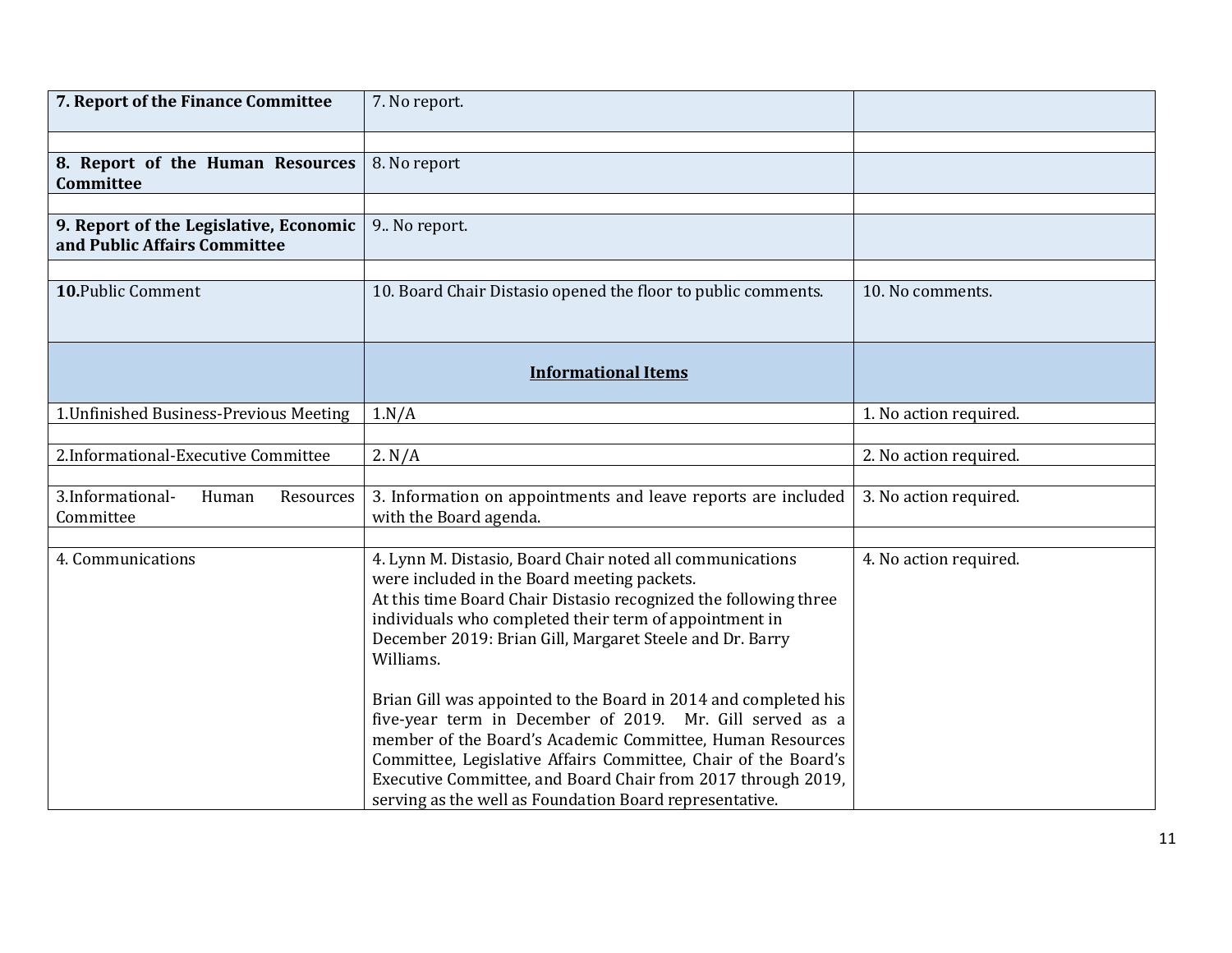| **7. Report of the Finance Committee** | 7. No report. | |
|---|---|---|
| | | |
| **8. Report of the Human Resources Committee** | 8. No report | |
| | | |
| **9. Report of the Legislative, Economic and Public Affairs Committee** | 9.. No report. | |
| | | |
| **10.** Public Comment | 10. Board Chair Distasio opened the floor to public comments. | 10. No comments. |
| | **Informational Items** | |
| 1.Unfinished Business-Previous Meeting | 1.N/A | 1. No action required. |
| | | |
| 2.Informational-Executive Committee | 2. N/A | 2. No action required. |
| | | |
| 3.Informational- Human Resources Committee | 3. Information on appointments and leave reports are included with the Board agenda. | 3. No action required. |
| | | |
| 4. Communications | 4. Lynn M. Distasio, Board Chair noted all communications were included in the Board meeting packets.<br>At this time Board Chair Distasio recognized the following three individuals who completed their term of appointment in December 2019: Brian Gill, Margaret Steele and Dr. Barry Williams.<br><br>Brian Gill was appointed to the Board in 2014 and completed his five-year term in December of 2019. Mr. Gill served as a member of the Board's Academic Committee, Human Resources Committee, Legislative Affairs Committee, Chair of the Board's Executive Committee, and Board Chair from 2017 through 2019, serving as the well as Foundation Board representative. | 4. No action required. |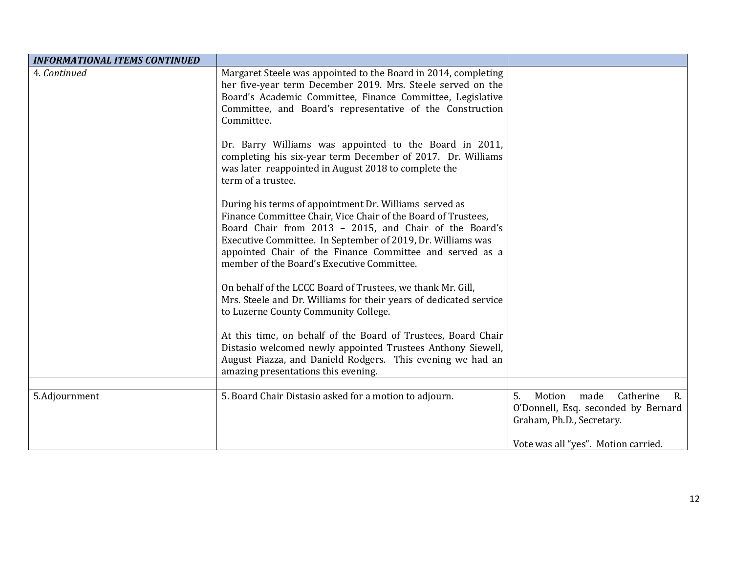| ***INFORMATIONAL ITEMS CONTINUED*** | | |
|---|---|---|
| 4. *Continued* | Margaret Steele was appointed to the Board in 2014, completing her five-year term December 2019. Mrs. Steele served on the Board's Academic Committee, Finance Committee, Legislative Committee, and Board's representative of the Construction Committee.<br><br>Dr. Barry Williams was appointed to the Board in 2011, completing his six-year term December of 2017. Dr. Williams was later reappointed in August 2018 to complete the term of a trustee.<br><br>During his terms of appointment Dr. Williams served as Finance Committee Chair, Vice Chair of the Board of Trustees, Board Chair from 2013 – 2015, and Chair of the Board's Executive Committee. In September of 2019, Dr. Williams was appointed Chair of the Finance Committee and served as a member of the Board's Executive Committee.<br><br>On behalf of the LCCC Board of Trustees, we thank Mr. Gill, Mrs. Steele and Dr. Williams for their years of dedicated service to Luzerne County Community College.<br><br>At this time, on behalf of the Board of Trustees, Board Chair Distasio welcomed newly appointed Trustees Anthony Siewell, August Piazza, and Danield Rodgers. This evening we had an amazing presentations this evening. | |
| | | |
| 5.Adjournment | 5. Board Chair Distasio asked for a motion to adjourn. | 5. Motion made Catherine R. O'Donnell, Esq. seconded by Bernard Graham, Ph.D., Secretary.<br><br>Vote was all "yes". Motion carried. |